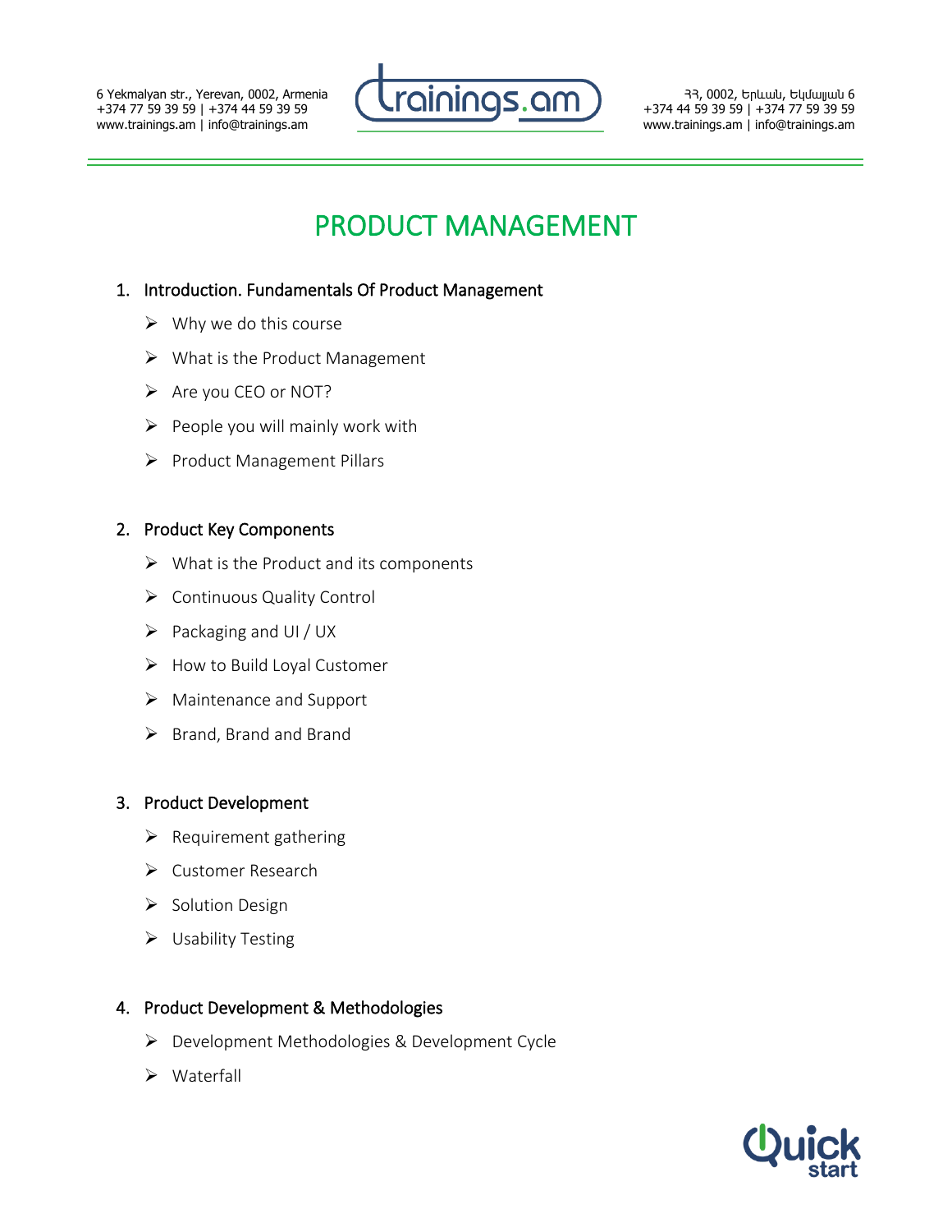# PRODUCT MANAGEMENT

1. Introduction. Fundamentals Of Product Management
   - Why we do this course
   - What is the Product Management
   - Are you CEO or NOT?
   - People you will mainly work with
   - Product Management Pillars

2. Product Key Components
   - What is the Product and its components
   - Continuous Quality Control
   - Packaging and UI / UX
   - How to Build Loyal Customer
   - Maintenance and Support
   - Brand, Brand and Brand

3. Product Development
   - Requirement gathering
   - Customer Research
   - Solution Design
   - Usability Testing

4. Product Development & Methodologies
   - Development Methodologies & Development Cycle
   - Waterfall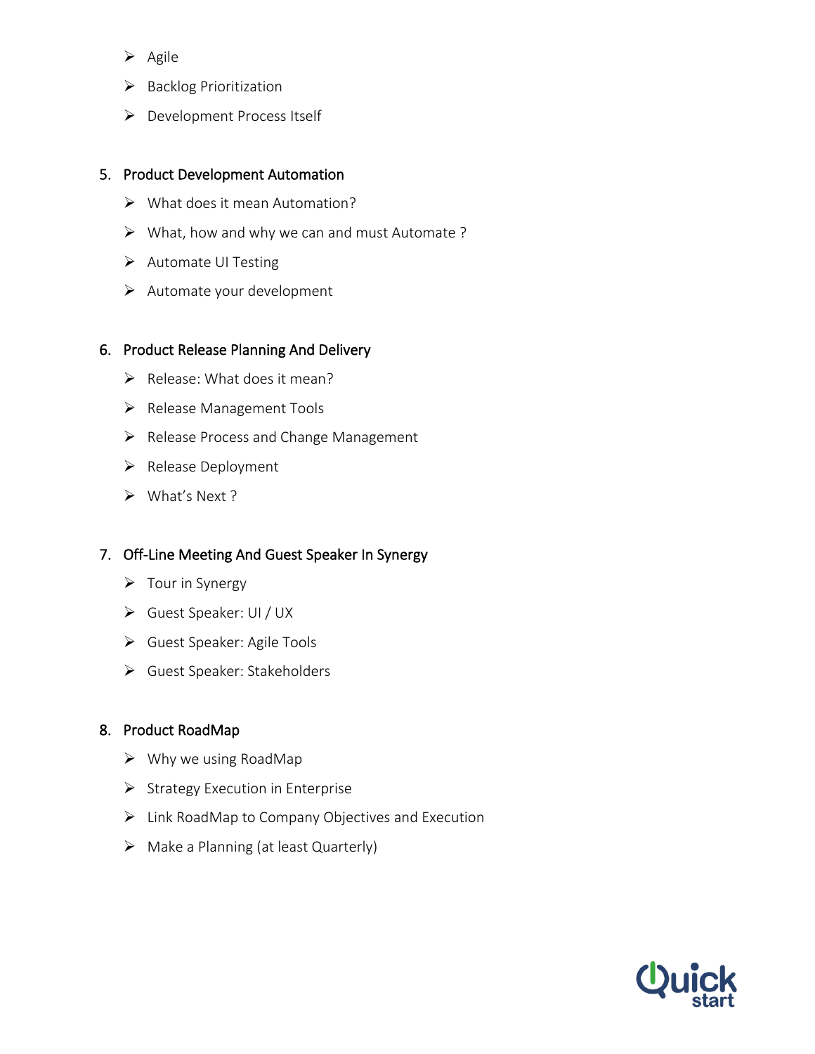- Agile
- Backlog Prioritization
- Development Process Itself

5. Product Development Automation
    - What does it mean Automation?
    - What, how and why we can and must Automate ?
    - Automate UI Testing
    - Automate your development

6. Product Release Planning And Delivery
    - Release: What does it mean?
    - Release Management Tools
    - Release Process and Change Management
    - Release Deployment
    - What's Next ?

7. Off-Line Meeting And Guest Speaker In Synergy
    - Tour in Synergy
    - Guest Speaker: UI / UX
    - Guest Speaker: Agile Tools
    - Guest Speaker: Stakeholders

8. Product RoadMap
    - Why we using RoadMap
    - Strategy Execution in Enterprise
    - Link RoadMap to Company Objectives and Execution
    - Make a Planning (at least Quarterly)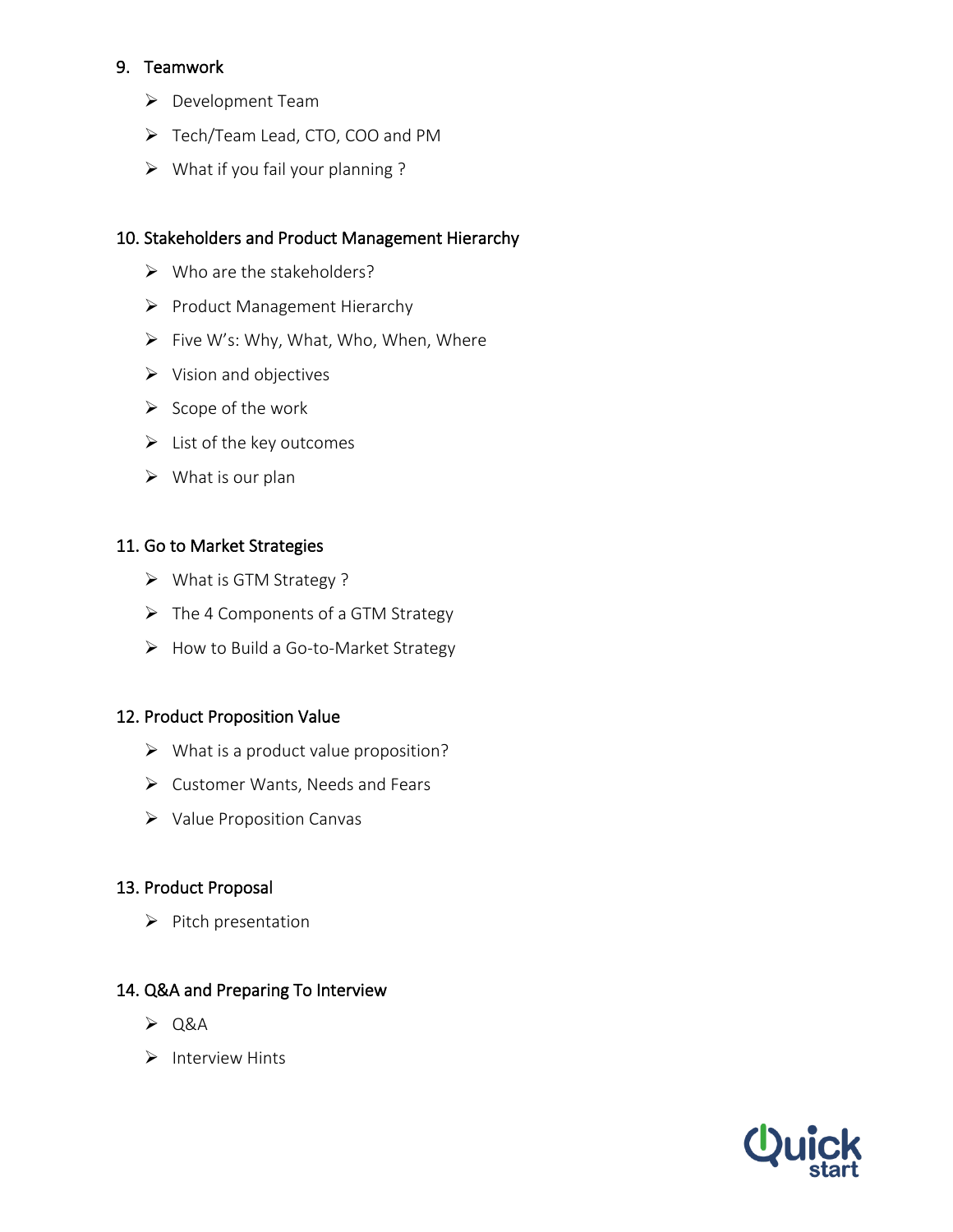9. Teamwork
   - Development Team
   - Tech/Team Lead, CTO, COO and PM
   - What if you fail your planning ?

10. Stakeholders and Product Management Hierarchy
    - Who are the stakeholders?
    - Product Management Hierarchy
    - Five W's: Why, What, Who, When, Where
    - Vision and objectives
    - Scope of the work
    - List of the key outcomes
    - What is our plan

11. Go to Market Strategies
    - What is GTM Strategy ?
    - The 4 Components of a GTM Strategy
    - How to Build a Go-to-Market Strategy

12. Product Proposition Value
    - What is a product value proposition?
    - Customer Wants, Needs and Fears
    - Value Proposition Canvas

13. Product Proposal
    - Pitch presentation

14. Q&A and Preparing To Interview
    - Q&A
    - Interview Hints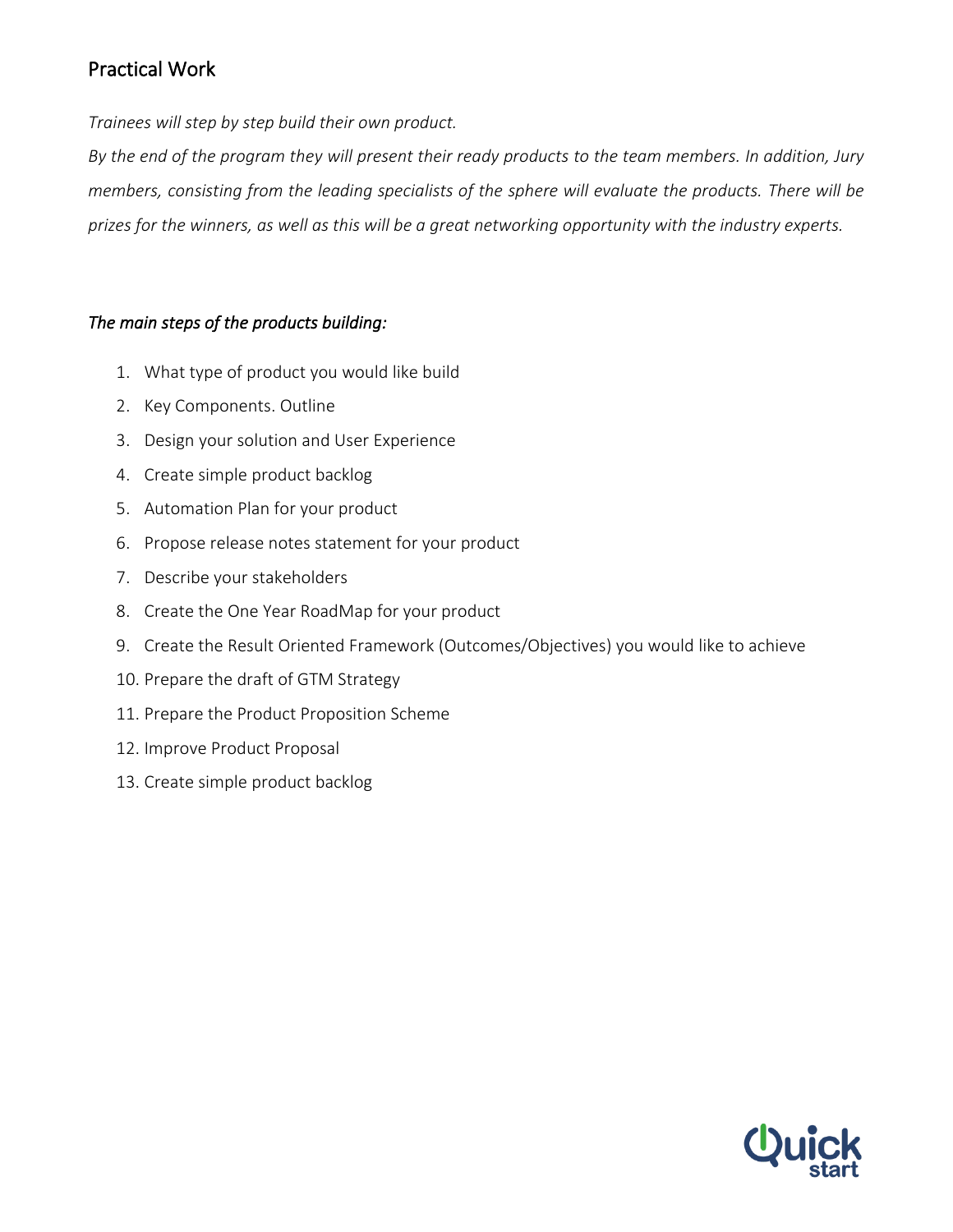## Practical Work

*Trainees will step by step build their own product.*

*By the end of the program they will present their ready products to the team members. In addition, Jury members, consisting from the leading specialists of the sphere will evaluate the products. There will be prizes for the winners, as well as this will be a great networking opportunity with the industry experts.*

*The main steps of the products building:*

1. What type of product you would like build
2. Key Components. Outline
3. Design your solution and User Experience
4. Create simple product backlog
5. Automation Plan for your product
6. Propose release notes statement for your product
7. Describe your stakeholders
8. Create the One Year RoadMap for your product
9. Create the Result Oriented Framework (Outcomes/Objectives) you would like to achieve
10. Prepare the draft of GTM Strategy
11. Prepare the Product Proposition Scheme
12. Improve Product Proposal
13. Create simple product backlog